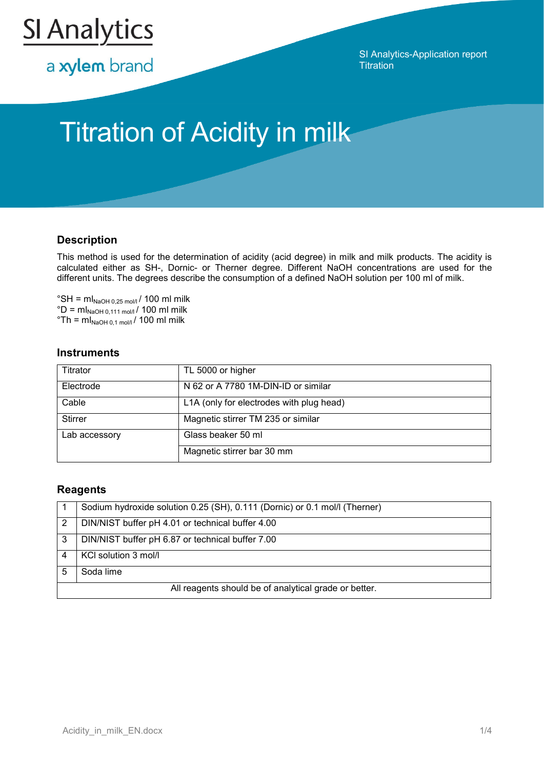SI Analytics

a xylem brand

SI Analytics-Application report
Titration

# Titration of Acidity in milk

## Description

This method is used for the determination of acidity (acid degree) in milk and milk products. The acidity is calculated either as SH-, Dornic- or Therner degree. Different NaOH concentrations are used for the different units. The degrees describe the consumption of a defined NaOH solution per 100 ml of milk.

°SH = $ml_{NaOH\ 0{,}25\ mol/l}$ / 100 ml milk
°D = $ml_{NaOH\ 0{,}111\ mol/l}$ / 100 ml milk
°Th = $ml_{NaOH\ 0{,}1\ mol/l}$ / 100 ml milk

## Instruments

| | |
|---|---|
| Titrator | TL 5000 or higher |
| Electrode | N 62 or A 7780 1M-DIN-ID or similar |
| Cable | L1A (only for electrodes with plug head) |
| Stirrer | Magnetic stirrer TM 235 or similar |
| Lab accessory | Glass beaker 50 ml |
| | Magnetic stirrer bar 30 mm |

## Reagents

| | |
|---|---|
| 1 | Sodium hydroxide solution 0.25 (SH), 0.111 (Dornic) or 0.1 mol/l (Therner) |
| 2 | DIN/NIST buffer pH 4.01 or technical buffer 4.00 |
| 3 | DIN/NIST buffer pH 6.87 or technical buffer 7.00 |
| 4 | KCl solution 3 mol/l |
| 5 | Soda lime |
| All reagents should be of analytical grade or better. | |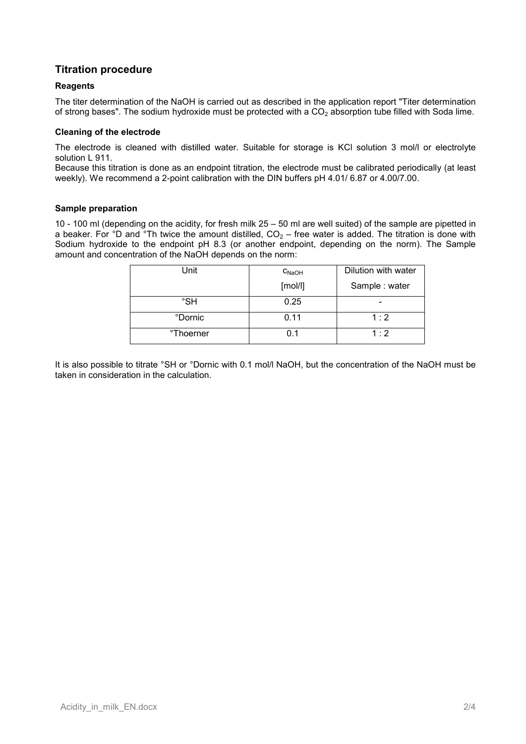## Titration procedure

### Reagents

The titer determination of the NaOH is carried out as described in the application report "Titer determination of strong bases". The sodium hydroxide must be protected with a $CO_2$ absorption tube filled with Soda lime.

### Cleaning of the electrode

The electrode is cleaned with distilled water. Suitable for storage is KCl solution 3 mol/l or electrolyte solution L 911.

Because this titration is done as an endpoint titration, the electrode must be calibrated periodically (at least weekly). We recommend a 2-point calibration with the DIN buffers pH 4.01/ 6.87 or 4.00/7.00.

### Sample preparation

10 - 100 ml (depending on the acidity, for fresh milk 25 – 50 ml are well suited) of the sample are pipetted in a beaker. For °D and °Th twice the amount distilled, $CO_2$ – free water is added. The titration is done with Sodium hydroxide to the endpoint pH 8.3 (or another endpoint, depending on the norm). The Sample amount and concentration of the NaOH depends on the norm:

| Unit | $c_{NaOH}$ [mol/l] | Dilution with water Sample : water |
|---|---|---|
| °SH | 0.25 | - |
| °Dornic | 0.11 | 1 : 2 |
| °Thoerner | 0.1 | 1 : 2 |

It is also possible to titrate °SH or °Dornic with 0.1 mol/l NaOH, but the concentration of the NaOH must be taken in consideration in the calculation.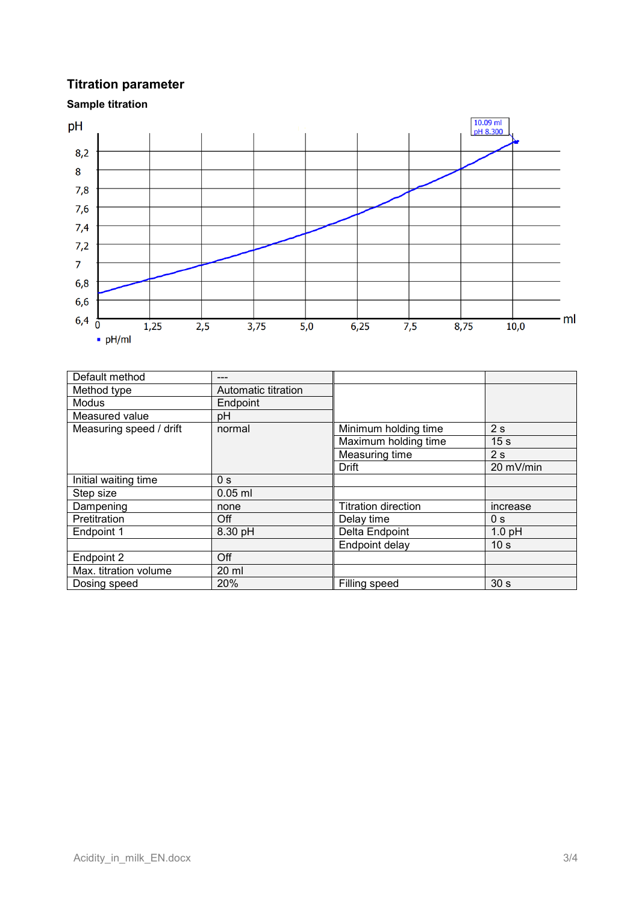## Titration parameter

### Sample titration

| Default method | --- | | |
|---|---|---|---|
| Method type | Automatic titration | | |
| Modus | Endpoint | | |
| Measured value | pH | | |
| Measuring speed / drift | normal | Minimum holding time | 2 s |
| | | Maximum holding time | 15 s |
| | | Measuring time | 2 s |
| | | Drift | 20 mV/min |
| Initial waiting time | 0 s | | |
| Step size | 0.05 ml | | |
| Dampening | none | Titration direction | increase |
| Pretitration | Off | Delay time | 0 s |
| Endpoint 1 | 8.30 pH | Delta Endpoint | 1.0 pH |
| | | Endpoint delay | 10 s |
| Endpoint 2 | Off | | |
| Max. titration volume | 20 ml | | |
| Dosing speed | 20% | Filling speed | 30 s |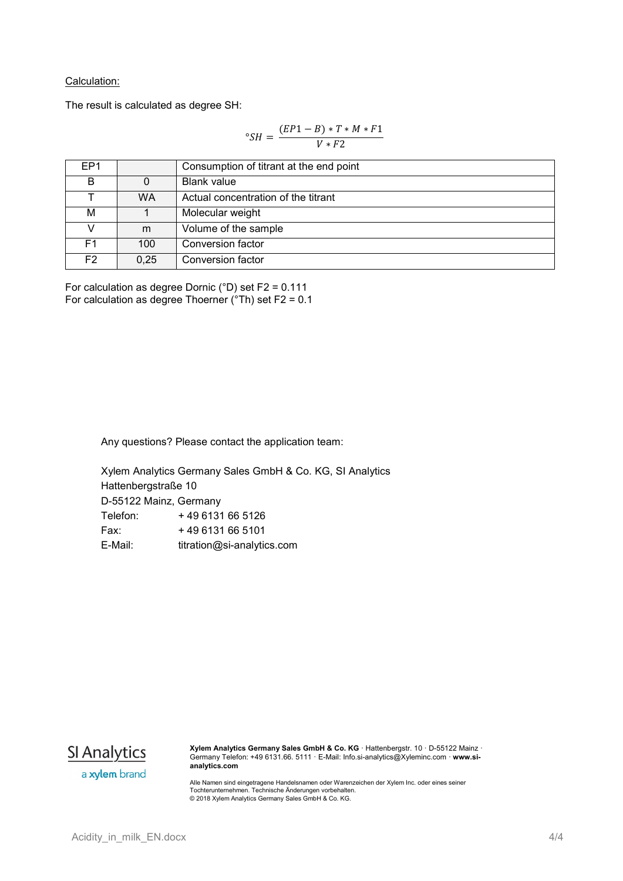Calculation:

The result is calculated as degree SH:

$$°SH = \frac{(EP1 - B) * T * M * F1}{V * F2}$$

| | | |
|---|---|---|
| EP1 | | Consumption of titrant at the end point |
| B | 0 | Blank value |
| T | WA | Actual concentration of the titrant |
| M | 1 | Molecular weight |
| V | m | Volume of the sample |
| F1 | 100 | Conversion factor |
| F2 | 0,25 | Conversion factor |

For calculation as degree Dornic (°D) set F2 = 0.111
For calculation as degree Thoerner (°Th) set F2 = 0.1

Any questions? Please contact the application team:

Xylem Analytics Germany Sales GmbH & Co. KG, SI Analytics
Hattenbergstraße 10
D-55122 Mainz, Germany
Telefon: + 49 6131 66 5126
Fax: + 49 6131 66 5101
E-Mail: titration@si-analytics.com

SI Analytics
a xylem brand

**Xylem Analytics Germany Sales GmbH & Co. KG** · Hattenbergstr. 10 · D-55122 Mainz · Germany Telefon: +49 6131.66. 5111 · E-Mail: Info.si-analytics@Xyleminc.com · **www.si-analytics.com**

Alle Namen sind eingetragene Handelsnamen oder Warenzeichen der Xylem Inc. oder eines seiner Tochterunternehmen. Technische Änderungen vorbehalten.
© 2018 Xylem Analytics Germany Sales GmbH & Co. KG.